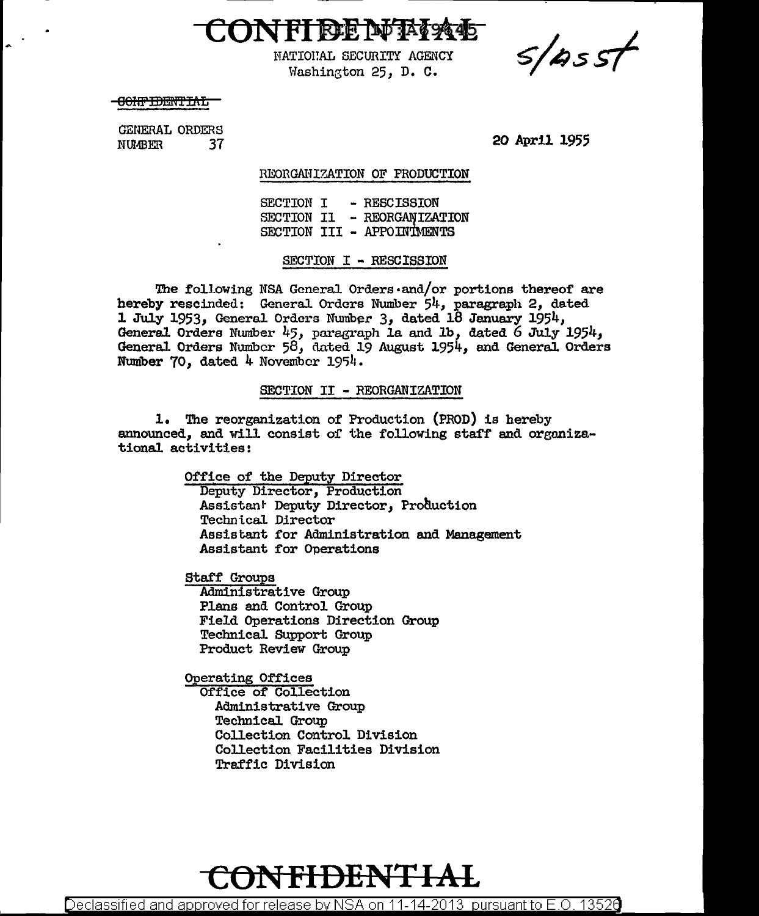**CONFIDENTIAL** REF ID:A69445

NATIONAL SECURITY AGENCY
Washington 25, D. C.

S/ASST

~~CONFIDENTIAL~~

GENERAL ORDERS
NUMBER 37

20 April 1955

## REORGANIZATION OF PRODUCTION

SECTION I - RESCISSION
SECTION II - REORGANIZATION
SECTION III - APPOINTMENTS

### SECTION I - RESCISSION

The following NSA General Orders and/or portions thereof are hereby rescinded: General Orders Number 54, paragraph 2, dated 1 July 1953, General Orders Number 3, dated 18 January 1954, General Orders Number 45, paragraph 1a and 1b, dated 6 July 1954, General Orders Number 58, dated 19 August 1954, and General Orders Number 70, dated 4 November 1954.

### SECTION II - REORGANIZATION

1. The reorganization of Production (PROD) is hereby announced, and will consist of the following staff and organizational activities:

Office of the Deputy Director
- Deputy Director, Production
- Assistant Deputy Director, Production
- Technical Director
- Assistant for Administration and Management
- Assistant for Operations

Staff Groups
- Administrative Group
- Plans and Control Group
- Field Operations Direction Group
- Technical Support Group
- Product Review Group

Operating Offices
- Office of Collection
  - Administrative Group
  - Technical Group
  - Collection Control Division
  - Collection Facilities Division
  - Traffic Division

**CONFIDENTIAL**

Declassified and approved for release by NSA on 11-14-2013 pursuant to E.O. 13526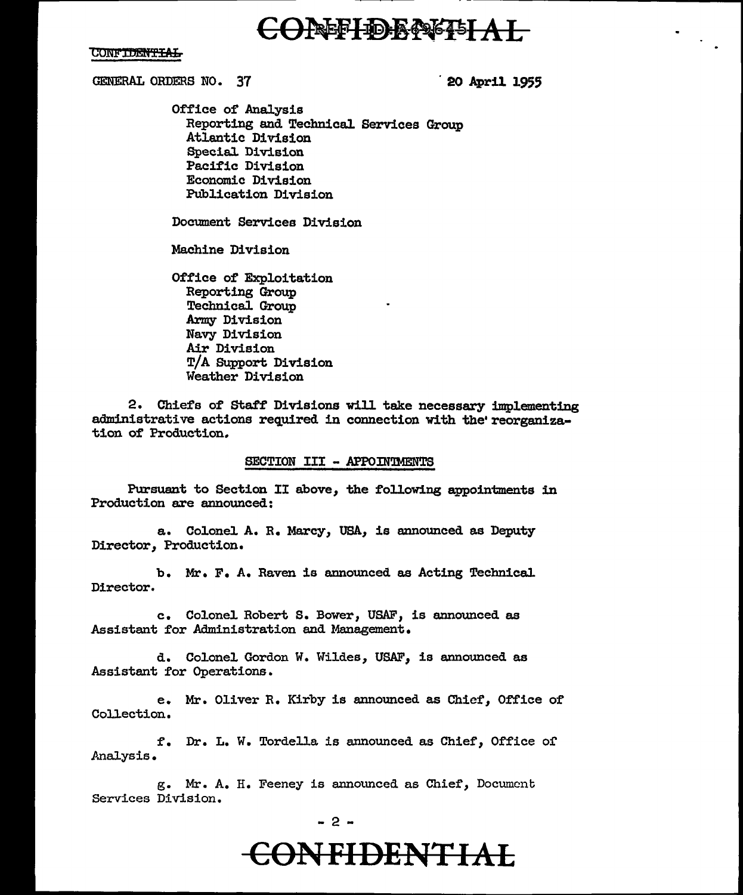CONFIDENTIAL

GENERAL ORDERS NO. 37 — 20 April 1955

Office of Analysis
- Reporting and Technical Services Group
- Atlantic Division
- Special Division
- Pacific Division
- Economic Division
- Publication Division

Document Services Division

Machine Division

Office of Exploitation
- Reporting Group
- Technical Group
- Army Division
- Navy Division
- Air Division
- T/A Support Division
- Weather Division

2. Chiefs of Staff Divisions will take necessary implementing administrative actions required in connection with the reorganization of Production.

## SECTION III - APPOINTMENTS

Pursuant to Section II above, the following appointments in Production are announced:

a. Colonel A. R. Marcy, USA, is announced as Deputy Director, Production.

b. Mr. F. A. Raven is announced as Acting Technical Director.

c. Colonel Robert S. Bower, USAF, is announced as Assistant for Administration and Management.

d. Colonel Gordon W. Wildes, USAF, is announced as Assistant for Operations.

e. Mr. Oliver R. Kirby is announced as Chief, Office of Collection.

f. Dr. L. W. Tordella is announced as Chief, Office of Analysis.

g. Mr. A. H. Feeney is announced as Chief, Document Services Division.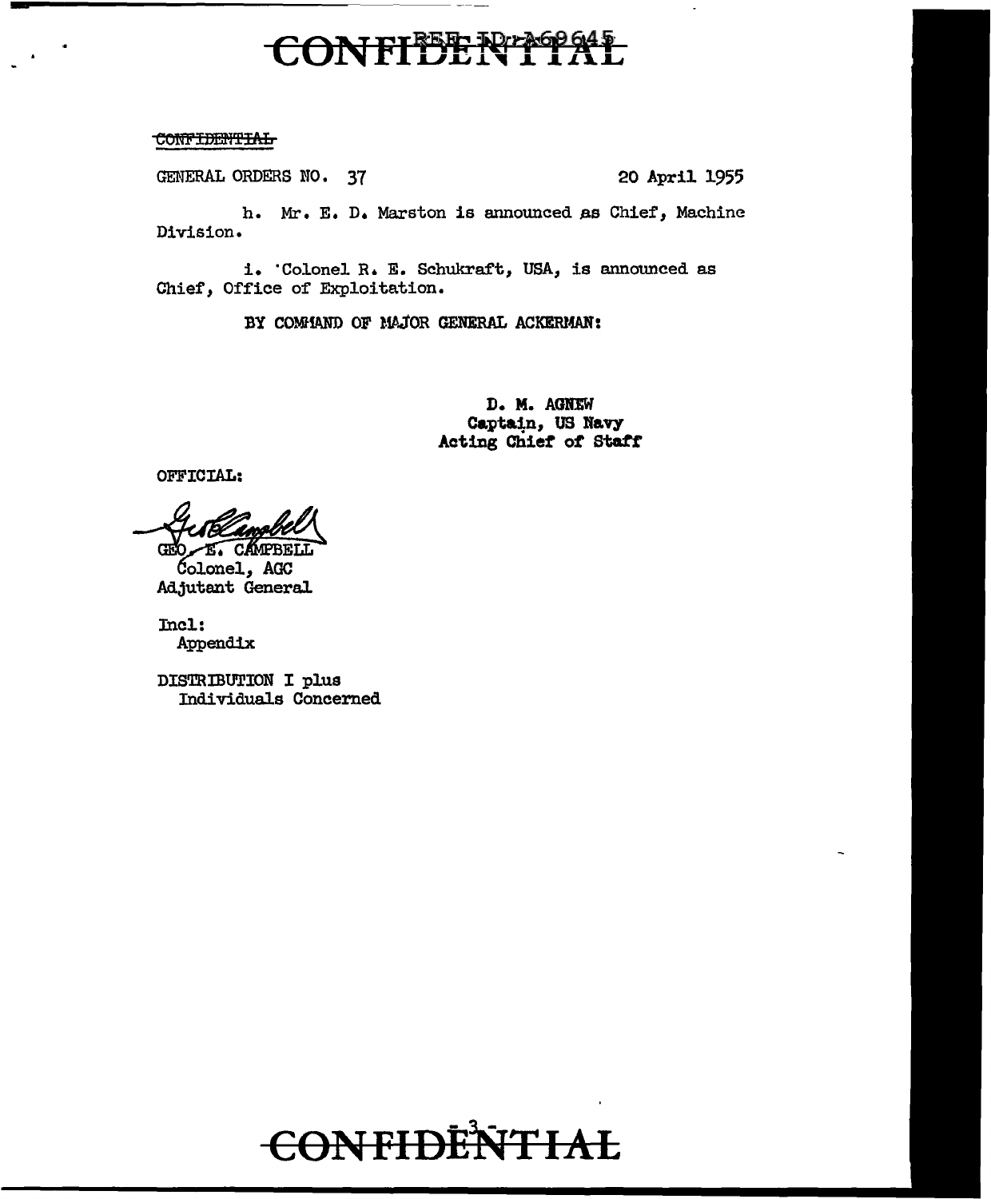CONFIDENTIAL

GENERAL ORDERS NO. 37 20 April 1955

h. Mr. E. D. Marston is announced as Chief, Machine Division.

i. Colonel R. E. Schukraft, USA, is announced as Chief, Office of Exploitation.

BY COMMAND OF MAJOR GENERAL ACKERMAN:

D. M. AGNEW
Captain, US Navy
Acting Chief of Staff

OFFICIAL:

GEO. E. CAMPBELL
Colonel, AGC
Adjutant General

Incl:
Appendix

DISTRIBUTION I plus
Individuals Concerned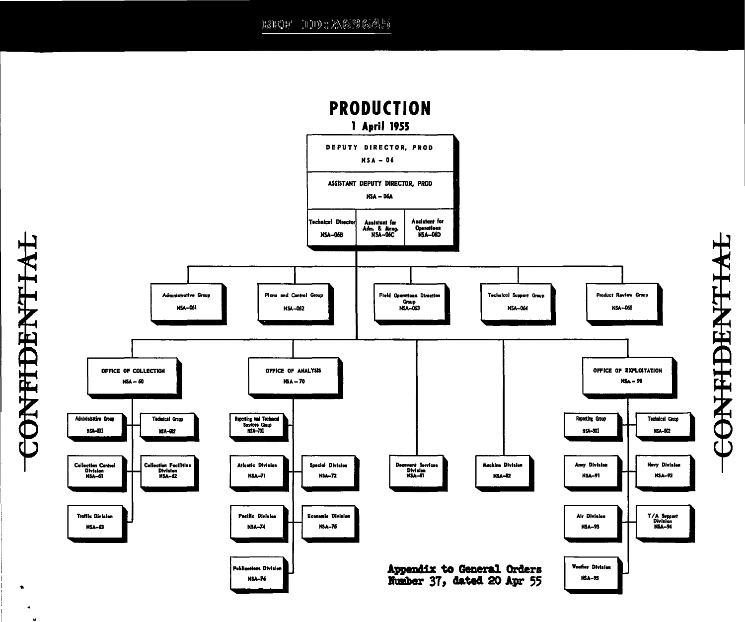REF ID:A69645

CONFIDENTIAL

# PRODUCTION

## 1 April 1955

DEPUTY DIRECTOR, PROD
NSA - 06

ASSISTANT DEPUTY DIRECTOR, PROD
NSA - 06A

Technical Director
NSA-06B

Assistant for Adm. & Mang.
NSA-06C

Assistant for Operations
NSA-06D

Administrative Group
NSA-061

Plans and Control Group
NSA-062

Field Operations Direction Group
NSA-063

Technical Support Group
NSA-064

Product Review Group
NSA-065

OFFICE OF COLLECTION
NSA - 60

Administrative Group
NSA-601

Technical Group
NSA-602

Collection Control Division
NSA-61

Collection Facilities Division
NSA-62

Traffic Division
NSA-63

OFFICE OF ANALYSIS
NSA - 70

Reporting and Technical Services Group
NSA-701

Atlantic Division
NSA-71

Special Division
NSA-72

Pacific Division
NSA-74

Economic Division
NSA-75

Publications Division
NSA-76

Document Services Division
NSA-81

Machine Division
NSA-82

OFFICE OF EXPLOITATION
NSA - 90

Reporting Group
NSA-901

Technical Group
NSA-902

Army Division
NSA-91

Navy Division
NSA-92

Air Division
NSA-93

T/A Support Division
NSA-94

Weather Division
NSA-95

**Appendix to General Orders Number 37, dated 20 Apr 55**

CONFIDENTIAL